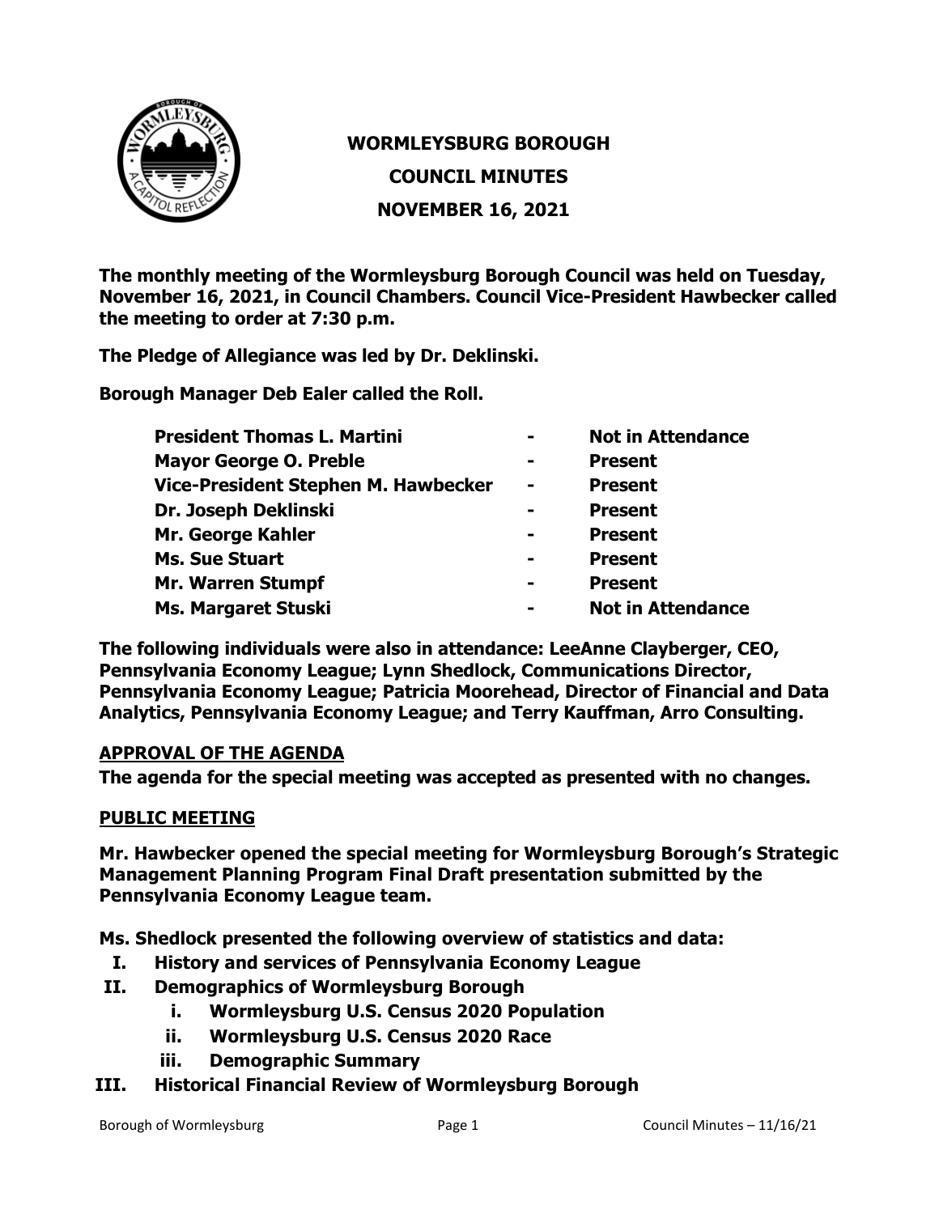# WORMLEYSBURG BOROUGH

## COUNCIL MINUTES

## NOVEMBER 16, 2021

**The monthly meeting of the Wormleysburg Borough Council was held on Tuesday, November 16, 2021, in Council Chambers. Council Vice-President Hawbecker called the meeting to order at 7:30 p.m.**

**The Pledge of Allegiance was led by Dr. Deklinski.**

**Borough Manager Deb Ealer called the Roll.**

| | | |
|---|---|---|
| **President Thomas L. Martini** | **-** | **Not in Attendance** |
| **Mayor George O. Preble** | **-** | **Present** |
| **Vice-President Stephen M. Hawbecker** | **-** | **Present** |
| **Dr. Joseph Deklinski** | **-** | **Present** |
| **Mr. George Kahler** | **-** | **Present** |
| **Ms. Sue Stuart** | **-** | **Present** |
| **Mr. Warren Stumpf** | **-** | **Present** |
| **Ms. Margaret Stuski** | **-** | **Not in Attendance** |

**The following individuals were also in attendance: LeeAnne Clayberger, CEO, Pennsylvania Economy League; Lynn Shedlock, Communications Director, Pennsylvania Economy League; Patricia Moorehead, Director of Financial and Data Analytics, Pennsylvania Economy League; and Terry Kauffman, Arro Consulting.**

### APPROVAL OF THE AGENDA

**The agenda for the special meeting was accepted as presented with no changes.**

### PUBLIC MEETING

**Mr. Hawbecker opened the special meeting for Wormleysburg Borough's Strategic Management Planning Program Final Draft presentation submitted by the Pennsylvania Economy League team.**

**Ms. Shedlock presented the following overview of statistics and data:**

- **I. History and services of Pennsylvania Economy League**
- **II. Demographics of Wormleysburg Borough**
  - **i. Wormleysburg U.S. Census 2020 Population**
  - **ii. Wormleysburg U.S. Census 2020 Race**
  - **iii. Demographic Summary**
- **III. Historical Financial Review of Wormleysburg Borough**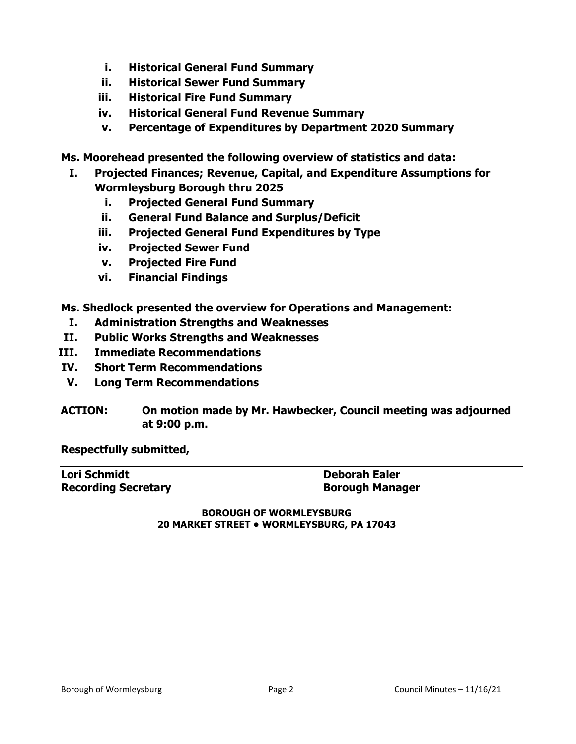i. **Historical General Fund Summary**
ii. **Historical Sewer Fund Summary**
iii. **Historical Fire Fund Summary**
iv. **Historical General Fund Revenue Summary**
v. **Percentage of Expenditures by Department 2020 Summary**

**Ms. Moorehead presented the following overview of statistics and data:**

I. **Projected Finances; Revenue, Capital, and Expenditure Assumptions for Wormleysburg Borough thru 2025**
   i. **Projected General Fund Summary**
   ii. **General Fund Balance and Surplus/Deficit**
   iii. **Projected General Fund Expenditures by Type**
   iv. **Projected Sewer Fund**
   v. **Projected Fire Fund**
   vi. **Financial Findings**

**Ms. Shedlock presented the overview for Operations and Management:**

I. **Administration Strengths and Weaknesses**
II. **Public Works Strengths and Weaknesses**
III. **Immediate Recommendations**
IV. **Short Term Recommendations**
V. **Long Term Recommendations**

**ACTION: On motion made by Mr. Hawbecker, Council meeting was adjourned at 9:00 p.m.**

**Respectfully submitted,**

| | |
|---|---|
| **Lori Schmidt** | **Deborah Ealer** |
| **Recording Secretary** | **Borough Manager** |

**BOROUGH OF WORMLEYSBURG**
**20 MARKET STREET • WORMLEYSBURG, PA 17043**